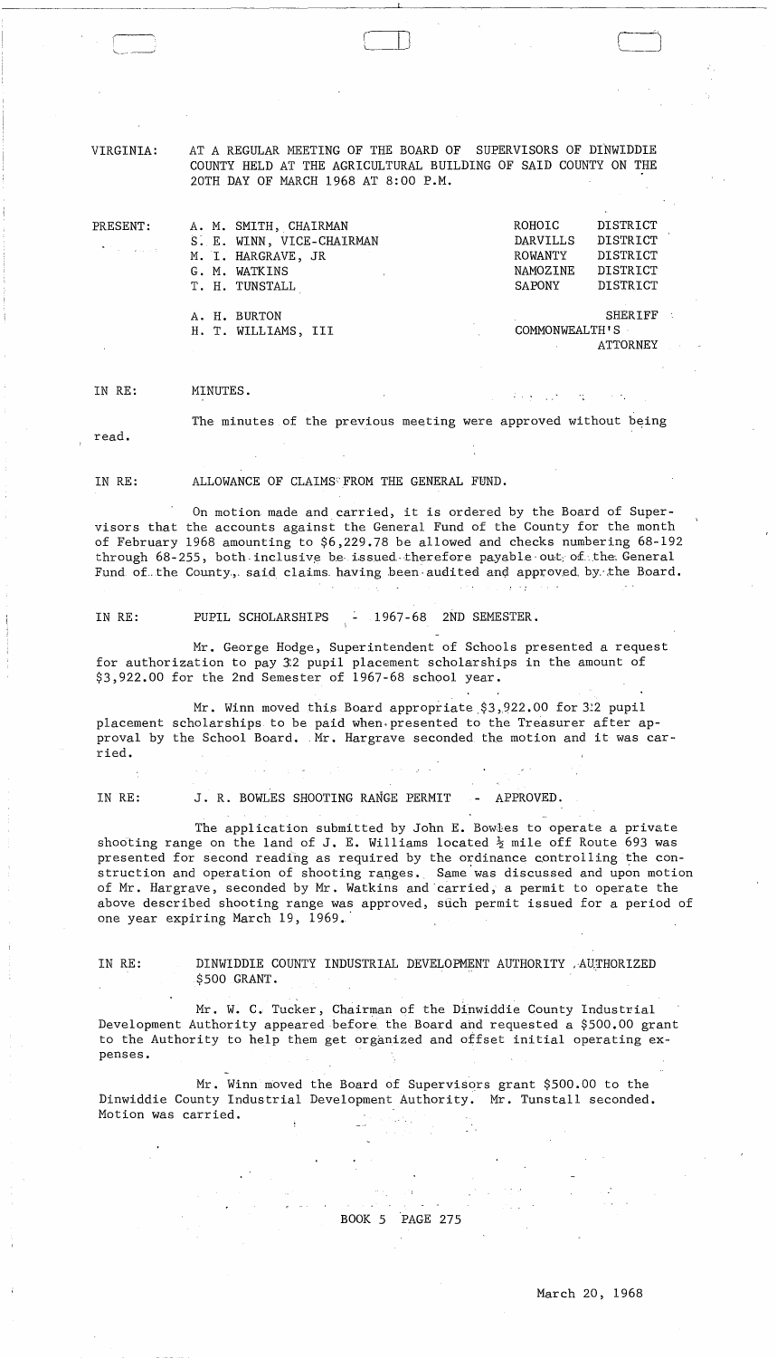VIRGINIA: AT A REGULAR MEETING OF THE BOARD OF SUPERVISORS OF DINWIDDIE COUNTY HELD AT THE AGRICULTURAL BUILDING OF SAID COUNTY ON THE 20TH DAY OF MARCH 1968 AT 8:00 P.M.

| PRESENT: | | |
|---|---|---|
| | A. M. SMITH, CHAIRMAN | ROHOIC DISTRICT |
| | S. E. WINN, VICE-CHAIRMAN | DARVILLS DISTRICT |
| | M. I. HARGRAVE, JR | ROWANTY DISTRICT |
| | G. M. WATKINS | NAMOZINE DISTRICT |
| | T. H. TUNSTALL | SAPONY DISTRICT |
| | A. H. BURTON | SHERIFF |
| | H. T. WILLIAMS, III | COMMONWEALTH'S ATTORNEY |

IN RE: MINUTES.

The minutes of the previous meeting were approved without being read.

IN RE: ALLOWANCE OF CLAIMS FROM THE GENERAL FUND.

On motion made and carried, it is ordered by the Board of Supervisors that the accounts against the General Fund of the County for the month of February 1968 amounting to $6,229.78 be allowed and checks numbering 68-192 through 68-255, both inclusive be issued therefore payable out of the General Fund of the County, said claims having been audited and approved by the Board.

IN RE: PUPIL SCHOLARSHIPS - 1967-68 2ND SEMESTER.

Mr. George Hodge, Superintendent of Schools presented a request for authorization to pay 32 pupil placement scholarships in the amount of $3,922.00 for the 2nd Semester of 1967-68 school year.

Mr. Winn moved this Board appropriate $3,922.00 for 32 pupil placement scholarships to be paid when presented to the Treasurer after approval by the School Board. Mr. Hargrave seconded the motion and it was carried.

IN RE: J. R. BOWLES SHOOTING RANGE PERMIT - APPROVED.

The application submitted by John E. Bowles to operate a private shooting range on the land of J. E. Williams located ½ mile off Route 693 was presented for second reading as required by the ordinance controlling the construction and operation of shooting ranges. Same was discussed and upon motion of Mr. Hargrave, seconded by Mr. Watkins and carried, a permit to operate the above described shooting range was approved, such permit issued for a period of one year expiring March 19, 1969.

IN RE: DINWIDDIE COUNTY INDUSTRIAL DEVELOPMENT AUTHORITY AUTHORIZED $500 GRANT.

Mr. W. C. Tucker, Chairman of the Dinwiddie County Industrial Development Authority appeared before the Board and requested a $500.00 grant to the Authority to help them get organized and offset initial operating expenses.

Mr. Winn moved the Board of Supervisors grant $500.00 to the Dinwiddie County Industrial Development Authority. Mr. Tunstall seconded. Motion was carried.

BOOK 5 PAGE 275

March 20, 1968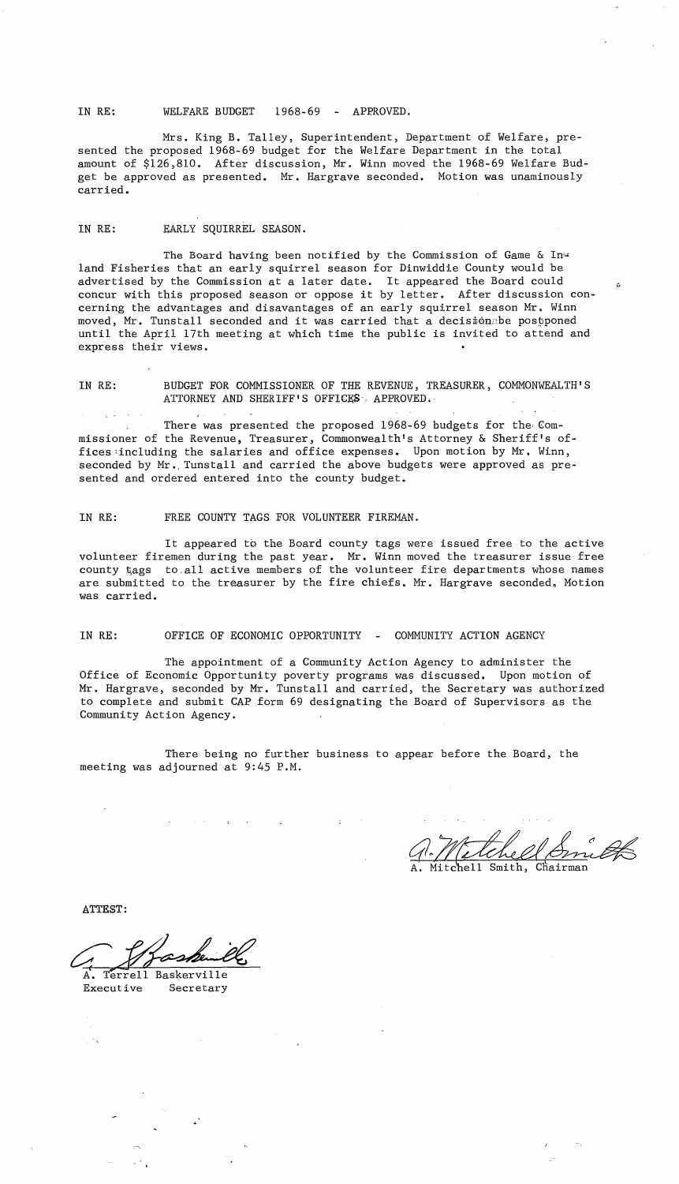IN RE: WELFARE BUDGET 1968-69 - APPROVED.

Mrs. King B. Talley, Superintendent, Department of Welfare, presented the proposed 1968-69 budget for the Welfare Department in the total amount of $126,810. After discussion, Mr. Winn moved the 1968-69 Welfare Budget be approved as presented. Mr. Hargrave seconded. Motion was unaminously carried.

IN RE: EARLY SQUIRREL SEASON.

The Board having been notified by the Commission of Game & Inland Fisheries that an early squirrel season for Dinwiddie County would be advertised by the Commission at a later date. It appeared the Board could concur with this proposed season or oppose it by letter. After discussion concerning the advantages and disavantages of an early squirrel season Mr. Winn moved, Mr. Tunstall seconded and it was carried that a decision be postponed until the April 17th meeting at which time the public is invited to attend and express their views.

IN RE: BUDGET FOR COMMISSIONER OF THE REVENUE, TREASURER, COMMONWEALTH'S ATTORNEY AND SHERIFF'S OFFICES APPROVED.

There was presented the proposed 1968-69 budgets for the Commissioner of the Revenue, Treasurer, Commonwealth's Attorney & Sheriff's offices including the salaries and office expenses. Upon motion by Mr. Winn, seconded by Mr. Tunstall and carried the above budgets were approved as presented and ordered entered into the county budget.

IN RE: FREE COUNTY TAGS FOR VOLUNTEER FIREMAN.

It appeared to the Board county tags were issued free to the active volunteer firemen during the past year. Mr. Winn moved the treasurer issue free county tags to all active members of the volunteer fire departments whose names are submitted to the treasurer by the fire chiefs. Mr. Hargrave seconded. Motion was carried.

IN RE: OFFICE OF ECONOMIC OPPORTUNITY - COMMUNITY ACTION AGENCY

The appointment of a Community Action Agency to administer the Office of Economic Opportunity poverty programs was discussed. Upon motion of Mr. Hargrave, seconded by Mr. Tunstall and carried, the Secretary was authorized to complete and submit CAP form 69 designating the Board of Supervisors as the Community Action Agency.

There being no further business to appear before the Board, the meeting was adjourned at 9:45 P.M.

A. Mitchell Smith, Chairman

ATTEST:

A. Terrell Baskerville
Executive Secretary